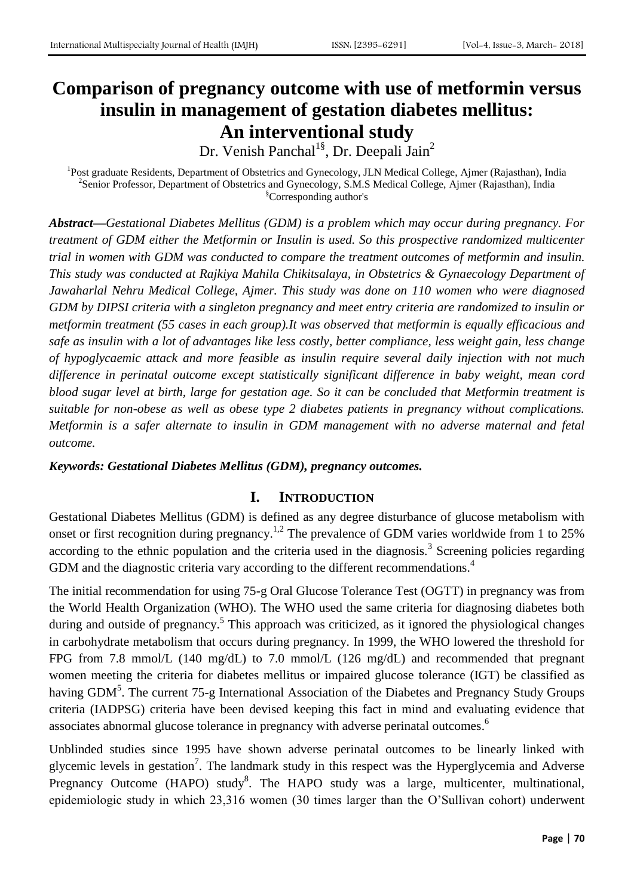# Comparison of pregnancy outcome with use of metformin versus insulin in management of gestation diabetes mellitus: An interventional study

Dr. Venish Panchal[1§], Dr. Deepali Jain[2]

[1]Post graduate Residents, Department of Obstetrics and Gynecology, JLN Medical College, Ajmer (Rajasthan), India
[2]Senior Professor, Department of Obstetrics and Gynecology, S.M.S Medical College, Ajmer (Rajasthan), India
[§]Corresponding author's

***Abstract—****Gestational Diabetes Mellitus (GDM) is a problem which may occur during pregnancy. For treatment of GDM either the Metformin or Insulin is used. So this prospective randomized multicenter trial in women with GDM was conducted to compare the treatment outcomes of metformin and insulin. This study was conducted at Rajkiya Mahila Chikitsalaya, in Obstetrics & Gynaecology Department of Jawaharlal Nehru Medical College, Ajmer. This study was done on 110 women who were diagnosed GDM by DIPSI criteria with a singleton pregnancy and meet entry criteria are randomized to insulin or metformin treatment (55 cases in each group).It was observed that metformin is equally efficacious and safe as insulin with a lot of advantages like less costly, better compliance, less weight gain, less change of hypoglycaemic attack and more feasible as insulin require several daily injection with not much difference in perinatal outcome except statistically significant difference in baby weight, mean cord blood sugar level at birth, large for gestation age. So it can be concluded that Metformin treatment is suitable for non-obese as well as obese type 2 diabetes patients in pregnancy without complications. Metformin is a safer alternate to insulin in GDM management with no adverse maternal and fetal outcome.*

***Keywords: Gestational Diabetes Mellitus (GDM), pregnancy outcomes.***

## I. INTRODUCTION

Gestational Diabetes Mellitus (GDM) is defined as any degree disturbance of glucose metabolism with onset or first recognition during pregnancy.[1,2] The prevalence of GDM varies worldwide from 1 to 25% according to the ethnic population and the criteria used in the diagnosis.[3] Screening policies regarding GDM and the diagnostic criteria vary according to the different recommendations.[4]

The initial recommendation for using 75-g Oral Glucose Tolerance Test (OGTT) in pregnancy was from the World Health Organization (WHO). The WHO used the same criteria for diagnosing diabetes both during and outside of pregnancy.[5] This approach was criticized, as it ignored the physiological changes in carbohydrate metabolism that occurs during pregnancy. In 1999, the WHO lowered the threshold for FPG from 7.8 mmol/L (140 mg/dL) to 7.0 mmol/L (126 mg/dL) and recommended that pregnant women meeting the criteria for diabetes mellitus or impaired glucose tolerance (IGT) be classified as having GDM[5]. The current 75-g International Association of the Diabetes and Pregnancy Study Groups criteria (IADPSG) criteria have been devised keeping this fact in mind and evaluating evidence that associates abnormal glucose tolerance in pregnancy with adverse perinatal outcomes.[6]

Unblinded studies since 1995 have shown adverse perinatal outcomes to be linearly linked with glycemic levels in gestation[7]. The landmark study in this respect was the Hyperglycemia and Adverse Pregnancy Outcome (HAPO) study[8]. The HAPO study was a large, multicenter, multinational, epidemiologic study in which 23,316 women (30 times larger than the O'Sullivan cohort) underwent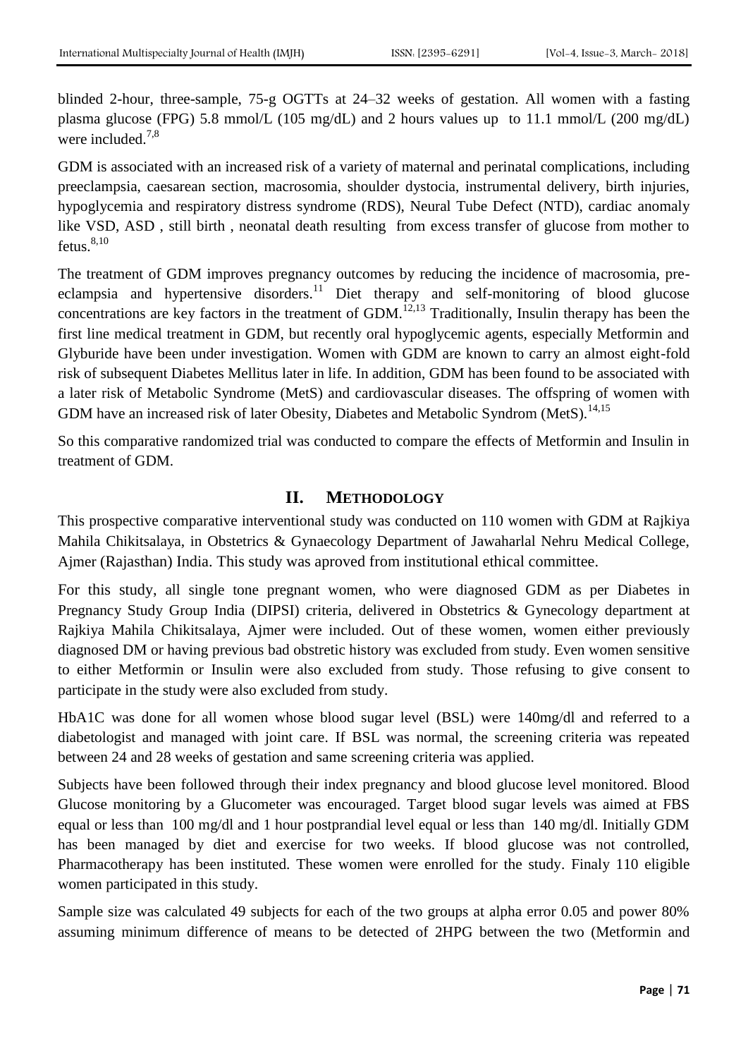blinded 2-hour, three-sample, 75-g OGTTs at 24–32 weeks of gestation. All women with a fasting plasma glucose (FPG) 5.8 mmol/L (105 mg/dL) and 2 hours values up to 11.1 mmol/L (200 mg/dL) were included.[7,8]

GDM is associated with an increased risk of a variety of maternal and perinatal complications, including preeclampsia, caesarean section, macrosomia, shoulder dystocia, instrumental delivery, birth injuries, hypoglycemia and respiratory distress syndrome (RDS), Neural Tube Defect (NTD), cardiac anomaly like VSD, ASD , still birth , neonatal death resulting from excess transfer of glucose from mother to fetus.[8,10]

The treatment of GDM improves pregnancy outcomes by reducing the incidence of macrosomia, pre-eclampsia and hypertensive disorders.[11] Diet therapy and self-monitoring of blood glucose concentrations are key factors in the treatment of GDM.[12,13] Traditionally, Insulin therapy has been the first line medical treatment in GDM, but recently oral hypoglycemic agents, especially Metformin and Glyburide have been under investigation. Women with GDM are known to carry an almost eight-fold risk of subsequent Diabetes Mellitus later in life. In addition, GDM has been found to be associated with a later risk of Metabolic Syndrome (MetS) and cardiovascular diseases. The offspring of women with GDM have an increased risk of later Obesity, Diabetes and Metabolic Syndrom (MetS).[14,15]

So this comparative randomized trial was conducted to compare the effects of Metformin and Insulin in treatment of GDM.

## II. Methodology

This prospective comparative interventional study was conducted on 110 women with GDM at Rajkiya Mahila Chikitsalaya, in Obstetrics & Gynaecology Department of Jawaharlal Nehru Medical College, Ajmer (Rajasthan) India. This study was aproved from institutional ethical committee.

For this study, all single tone pregnant women, who were diagnosed GDM as per Diabetes in Pregnancy Study Group India (DIPSI) criteria, delivered in Obstetrics & Gynecology department at Rajkiya Mahila Chikitsalaya, Ajmer were included. Out of these women, women either previously diagnosed DM or having previous bad obstretic history was excluded from study. Even women sensitive to either Metformin or Insulin were also excluded from study. Those refusing to give consent to participate in the study were also excluded from study.

HbA1C was done for all women whose blood sugar level (BSL) were 140mg/dl and referred to a diabetologist and managed with joint care. If BSL was normal, the screening criteria was repeated between 24 and 28 weeks of gestation and same screening criteria was applied.

Subjects have been followed through their index pregnancy and blood glucose level monitored. Blood Glucose monitoring by a Glucometer was encouraged. Target blood sugar levels was aimed at FBS equal or less than 100 mg/dl and 1 hour postprandial level equal or less than 140 mg/dl. Initially GDM has been managed by diet and exercise for two weeks. If blood glucose was not controlled, Pharmacotherapy has been instituted. These women were enrolled for the study. Finaly 110 eligible women participated in this study.

Sample size was calculated 49 subjects for each of the two groups at alpha error 0.05 and power 80% assuming minimum difference of means to be detected of 2HPG between the two (Metformin and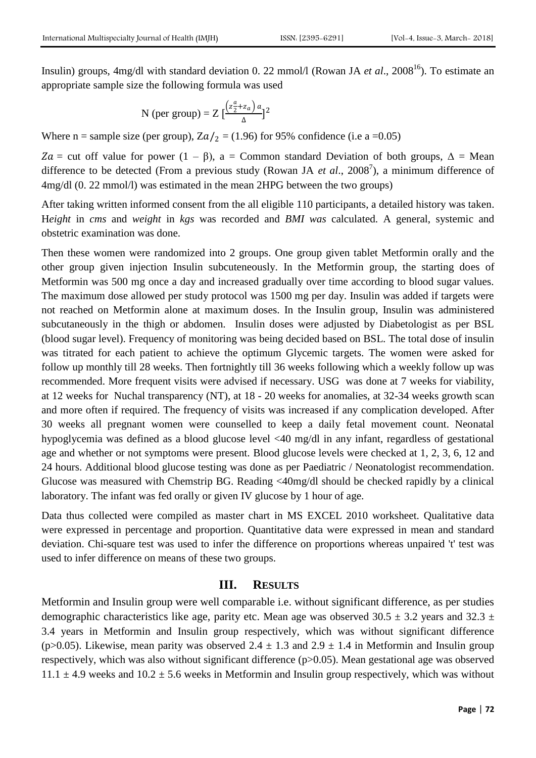Insulin) groups, 4mg/dl with standard deviation 0. 22 mmol/l (Rowan JA *et al*., 2008[16]). To estimate an appropriate sample size the following formula was used

$$\text{N (per group)} = \text{Z}\left[\frac{\left(z\frac{a}{2}+z_a\right)a}{\Delta}\right]^2$$

Where n = sample size (per group), $Za/_2$ = (1.96) for 95% confidence (i.e a =0.05)

$Za$ = cut off value for power $(1 - \beta)$, a = Common standard Deviation of both groups, $\Delta$ = Mean difference to be detected (From a previous study (Rowan JA *et al*., 2008[7]), a minimum difference of 4mg/dl (0. 22 mmol/l) was estimated in the mean 2HPG between the two groups)

After taking written informed consent from the all eligible 110 participants, a detailed history was taken. H*eight* in *cms* and *weight* in *kgs* was recorded and *BMI was* calculated. A general, systemic and obstetric examination was done.

Then these women were randomized into 2 groups. One group given tablet Metformin orally and the other group given injection Insulin subcuteneously. In the Metformin group, the starting does of Metformin was 500 mg once a day and increased gradually over time according to blood sugar values. The maximum dose allowed per study protocol was 1500 mg per day. Insulin was added if targets were not reached on Metformin alone at maximum doses. In the Insulin group, Insulin was administered subcutaneously in the thigh or abdomen. Insulin doses were adjusted by Diabetologist as per BSL (blood sugar level). Frequency of monitoring was being decided based on BSL. The total dose of insulin was titrated for each patient to achieve the optimum Glycemic targets. The women were asked for follow up monthly till 28 weeks. Then fortnightly till 36 weeks following which a weekly follow up was recommended. More frequent visits were advised if necessary. USG was done at 7 weeks for viability, at 12 weeks for Nuchal transparency (NT), at 18 - 20 weeks for anomalies, at 32-34 weeks growth scan and more often if required. The frequency of visits was increased if any complication developed. After 30 weeks all pregnant women were counselled to keep a daily fetal movement count. Neonatal hypoglycemia was defined as a blood glucose level <40 mg/dl in any infant, regardless of gestational age and whether or not symptoms were present. Blood glucose levels were checked at 1, 2, 3, 6, 12 and 24 hours. Additional blood glucose testing was done as per Paediatric / Neonatologist recommendation. Glucose was measured with Chemstrip BG. Reading <40mg/dl should be checked rapidly by a clinical laboratory. The infant was fed orally or given IV glucose by 1 hour of age.

Data thus collected were compiled as master chart in MS EXCEL 2010 worksheet. Qualitative data were expressed in percentage and proportion. Quantitative data were expressed in mean and standard deviation. Chi-square test was used to infer the difference on proportions whereas unpaired 't' test was used to infer difference on means of these two groups.

## III. RESULTS

Metformin and Insulin group were well comparable i.e. without significant difference, as per studies demographic characteristics like age, parity etc. Mean age was observed 30.5 ± 3.2 years and 32.3 ± 3.4 years in Metformin and Insulin group respectively, which was without significant difference ($p>0.05$). Likewise, mean parity was observed 2.4 ± 1.3 and 2.9 ± 1.4 in Metformin and Insulin group respectively, which was also without significant difference ($p>0.05$). Mean gestational age was observed 11.1 ± 4.9 weeks and 10.2 ± 5.6 weeks in Metformin and Insulin group respectively, which was without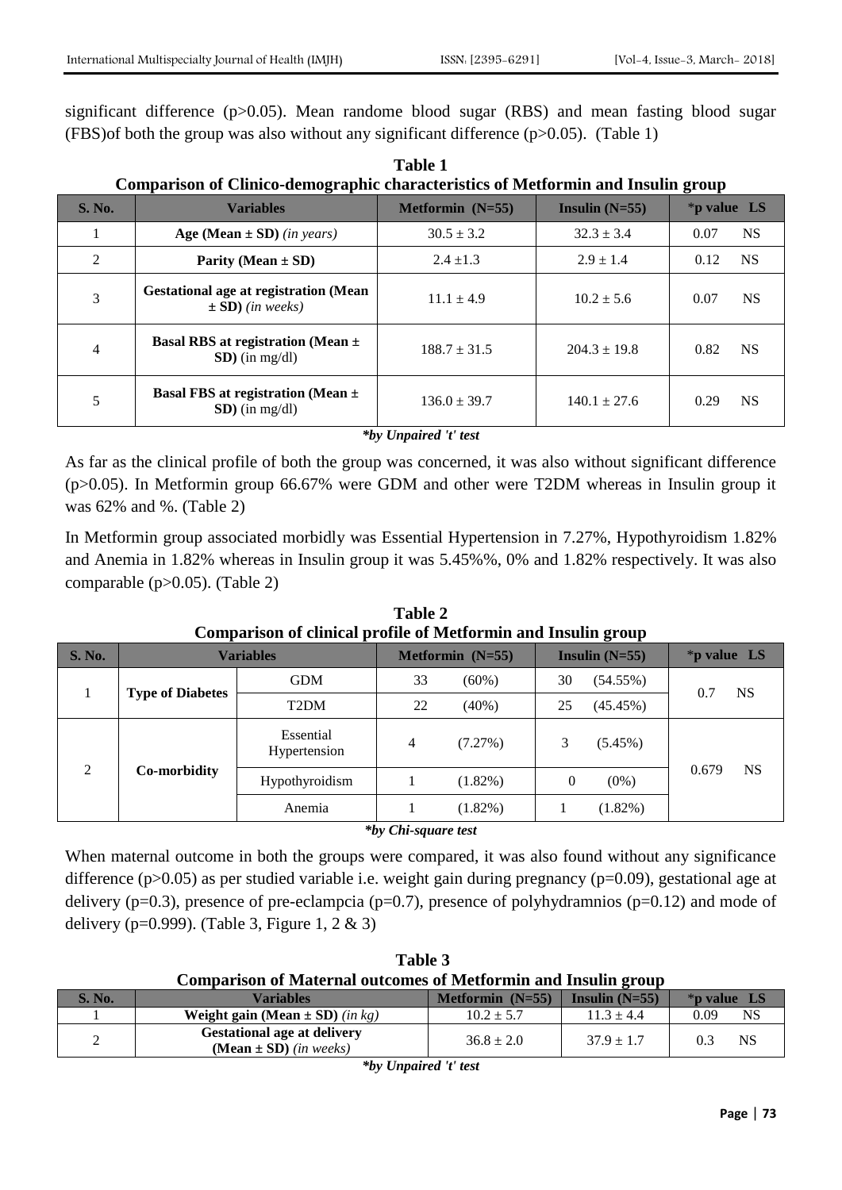significant difference (p>0.05). Mean randome blood sugar (RBS) and mean fasting blood sugar (FBS)of both the group was also without any significant difference (p>0.05). (Table 1)

**Table 1**
**Comparison of Clinico-demographic characteristics of Metformin and Insulin group**

| S. No. | Variables | Metformin (N=55) | Insulin (N=55) | *p value LS |
|---|---|---|---|---|
| 1 | **Age (Mean ± SD)** *(in years)* | 30.5 ± 3.2 | 32.3 ± 3.4 | 0.07 NS |
| 2 | **Parity (Mean ± SD)** | 2.4 ±1.3 | 2.9 ± 1.4 | 0.12 NS |
| 3 | **Gestational age at registration (Mean ± SD)** *(in weeks)* | 11.1 ± 4.9 | 10.2 ± 5.6 | 0.07 NS |
| 4 | **Basal RBS at registration (Mean ± SD)** (in mg/dl) | 188.7 ± 31.5 | 204.3 ± 19.8 | 0.82 NS |
| 5 | **Basal FBS at registration (Mean ± SD)** (in mg/dl) | 136.0 ± 39.7 | 140.1 ± 27.6 | 0.29 NS |

***by Unpaired 't' test***

As far as the clinical profile of both the group was concerned, it was also without significant difference (p>0.05). In Metformin group 66.67% were GDM and other were T2DM whereas in Insulin group it was 62% and %. (Table 2)

In Metformin group associated morbidly was Essential Hypertension in 7.27%, Hypothyroidism 1.82% and Anemia in 1.82% whereas in Insulin group it was 5.45%%, 0% and 1.82% respectively. It was also comparable (p>0.05). (Table 2)

**Table 2**
**Comparison of clinical profile of Metformin and Insulin group**

| S. No. | Variables | | Metformin (N=55) | | Insulin (N=55) | | *p value LS |
|---|---|---|---|---|---|---|---|
| 1 | **Type of Diabetes** | GDM | 33 | (60%) | 30 | (54.55%) | 0.7 NS |
| | | T2DM | 22 | (40%) | 25 | (45.45%) | |
| 2 | **Co-morbidity** | Essential Hypertension | 4 | (7.27%) | 3 | (5.45%) | 0.679 NS |
| | | Hypothyroidism | 1 | (1.82%) | 0 | (0%) | |
| | | Anemia | 1 | (1.82%) | 1 | (1.82%) | |

***by Chi-square test***

When maternal outcome in both the groups were compared, it was also found without any significance difference (p>0.05) as per studied variable i.e. weight gain during pregnancy (p=0.09), gestational age at delivery (p=0.3), presence of pre-eclampcia (p=0.7), presence of polyhydramnios (p=0.12) and mode of delivery (p=0.999). (Table 3, Figure 1, 2 & 3)

**Table 3**
**Comparison of Maternal outcomes of Metformin and Insulin group**

| S. No. | Variables | Metformin (N=55) | Insulin (N=55) | *p value LS |
|---|---|---|---|---|
| 1 | **Weight gain (Mean ± SD)** *(in kg)* | 10.2 ± 5.7 | 11.3 ± 4.4 | 0.09 NS |
| 2 | **Gestational age at delivery (Mean ± SD)** *(in weeks)* | 36.8 ± 2.0 | 37.9 ± 1.7 | 0.3 NS |

***by Unpaired 't' test***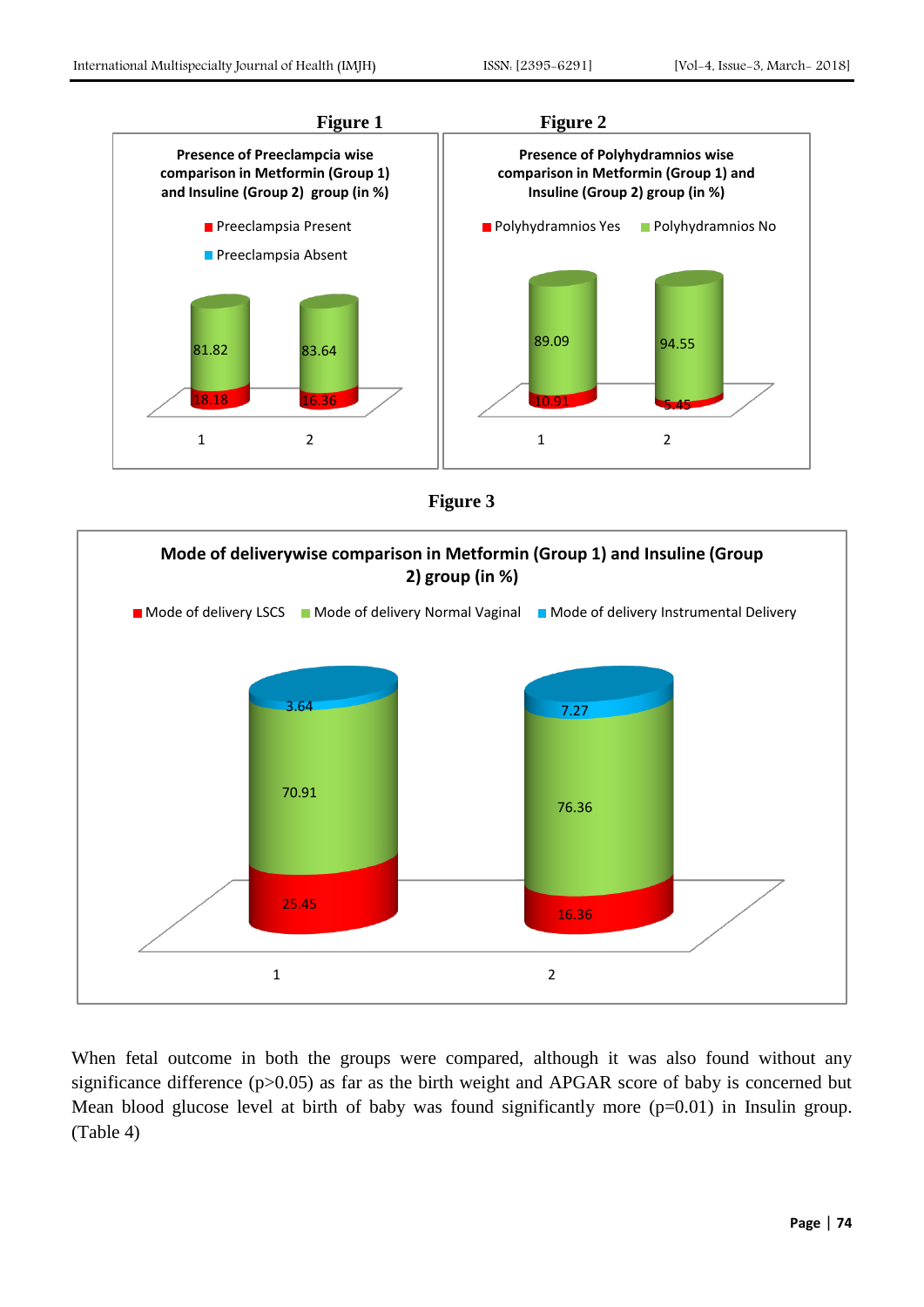**Figure 1**

Presence of Preeclampcia wise comparison in Metformin (Group 1) and Insuline (Group 2) group (in %)

| Group | Preeclampsia Present | Preeclampsia Absent |
|---|---|---|
| 1 | 18.18 | 81.82 |
| 2 | 16.36 | 83.64 |

**Figure 2**

Presence of Polyhydramnios wise comparison in Metformin (Group 1) and Insuline (Group 2) group (in %)

| Group | Polyhydramnios Yes | Polyhydramnios No |
|---|---|---|
| 1 | 10.91 | 89.09 |
| 2 | 5.45 | 94.55 |

**Figure 3**

Mode of deliverywise comparison in Metformin (Group 1) and Insuline (Group 2) group (in %)

| Group | Mode of delivery LSCS | Mode of delivery Normal Vaginal | Mode of delivery Instrumental Delivery |
|---|---|---|---|
| 1 | 25.45 | 70.91 | 3.64 |
| 2 | 16.36 | 76.36 | 7.27 |

When fetal outcome in both the groups were compared, although it was also found without any significance difference ($p>0.05$) as far as the birth weight and APGAR score of baby is concerned but Mean blood glucose level at birth of baby was found significantly more ($p=0.01$) in Insulin group. (Table 4)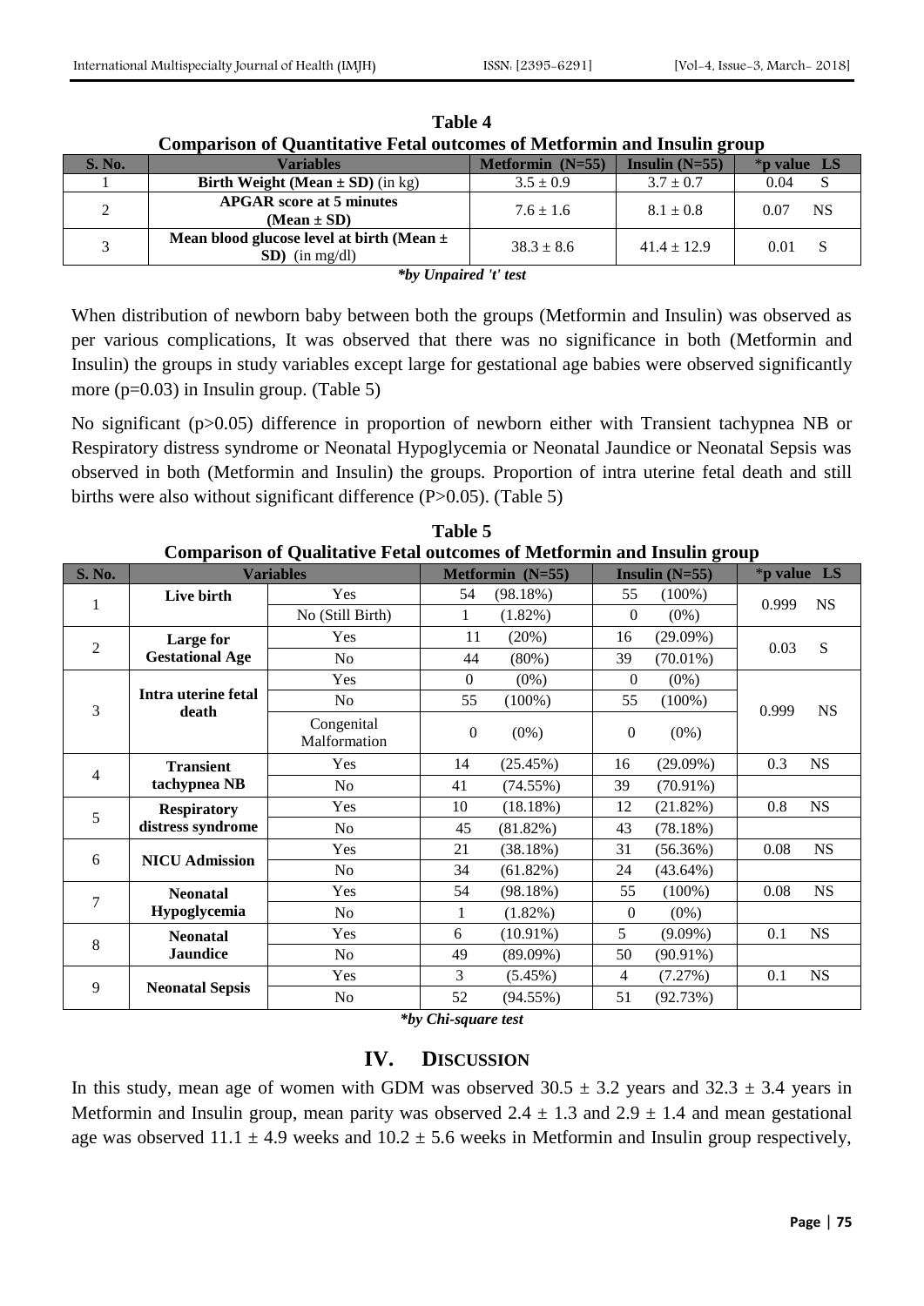**Table 4**

**Comparison of Quantitative Fetal outcomes of Metformin and Insulin group**

| S. No. | Variables | Metformin (N=55) | Insulin (N=55) | *p value | LS |
|---|---|---|---|---|---|
| 1 | **Birth Weight (Mean ± SD)** (in kg) | 3.5 ± 0.9 | 3.7 ± 0.7 | 0.04 | S |
| 2 | **APGAR score at 5 minutes (Mean ± SD)** | 7.6 ± 1.6 | 8.1 ± 0.8 | 0.07 | NS |
| 3 | **Mean blood glucose level at birth (Mean ± SD)** (in mg/dl) | 38.3 ± 8.6 | 41.4 ± 12.9 | 0.01 | S |

****by Unpaired 't' test***

When distribution of newborn baby between both the groups (Metformin and Insulin) was observed as per various complications, It was observed that there was no significance in both (Metformin and Insulin) the groups in study variables except large for gestational age babies were observed significantly more (p=0.03) in Insulin group. (Table 5)

No significant (p>0.05) difference in proportion of newborn either with Transient tachypnea NB or Respiratory distress syndrome or Neonatal Hypoglycemia or Neonatal Jaundice or Neonatal Sepsis was observed in both (Metformin and Insulin) the groups. Proportion of intra uterine fetal death and still births were also without significant difference (P>0.05). (Table 5)

**Table 5**

**Comparison of Qualitative Fetal outcomes of Metformin and Insulin group**

| S. No. | Variables | | Metformin (N=55) | | Insulin (N=55) | | *p value | LS |
|---|---|---|---|---|---|---|---|---|
| 1 | **Live birth** | Yes | 54 | (98.18%) | 55 | (100%) | 0.999 | NS |
| | | No (Still Birth) | 1 | (1.82%) | 0 | (0%) | | |
| 2 | **Large for Gestational Age** | Yes | 11 | (20%) | 16 | (29.09%) | 0.03 | S |
| | | No | 44 | (80%) | 39 | (70.01%) | | |
| 3 | **Intra uterine fetal death** | Yes | 0 | (0%) | 0 | (0%) | 0.999 | NS |
| | | No | 55 | (100%) | 55 | (100%) | | |
| | | Congenital Malformation | 0 | (0%) | 0 | (0%) | | |
| 4 | **Transient tachypnea NB** | Yes | 14 | (25.45%) | 16 | (29.09%) | 0.3 | NS |
| | | No | 41 | (74.55%) | 39 | (70.91%) | | |
| 5 | **Respiratory distress syndrome** | Yes | 10 | (18.18%) | 12 | (21.82%) | 0.8 | NS |
| | | No | 45 | (81.82%) | 43 | (78.18%) | | |
| 6 | **NICU Admission** | Yes | 21 | (38.18%) | 31 | (56.36%) | 0.08 | NS |
| | | No | 34 | (61.82%) | 24 | (43.64%) | | |
| 7 | **Neonatal Hypoglycemia** | Yes | 54 | (98.18%) | 55 | (100%) | 0.08 | NS |
| | | No | 1 | (1.82%) | 0 | (0%) | | |
| 8 | **Neonatal Jaundice** | Yes | 6 | (10.91%) | 5 | (9.09%) | 0.1 | NS |
| | | No | 49 | (89.09%) | 50 | (90.91%) | | |
| 9 | **Neonatal Sepsis** | Yes | 3 | (5.45%) | 4 | (7.27%) | 0.1 | NS |
| | | No | 52 | (94.55%) | 51 | (92.73%) | | |

****by Chi-square test***

## IV. DISCUSSION

In this study, mean age of women with GDM was observed 30.5 ± 3.2 years and 32.3 ± 3.4 years in Metformin and Insulin group, mean parity was observed 2.4 ± 1.3 and 2.9 ± 1.4 and mean gestational age was observed 11.1 ± 4.9 weeks and 10.2 ± 5.6 weeks in Metformin and Insulin group respectively,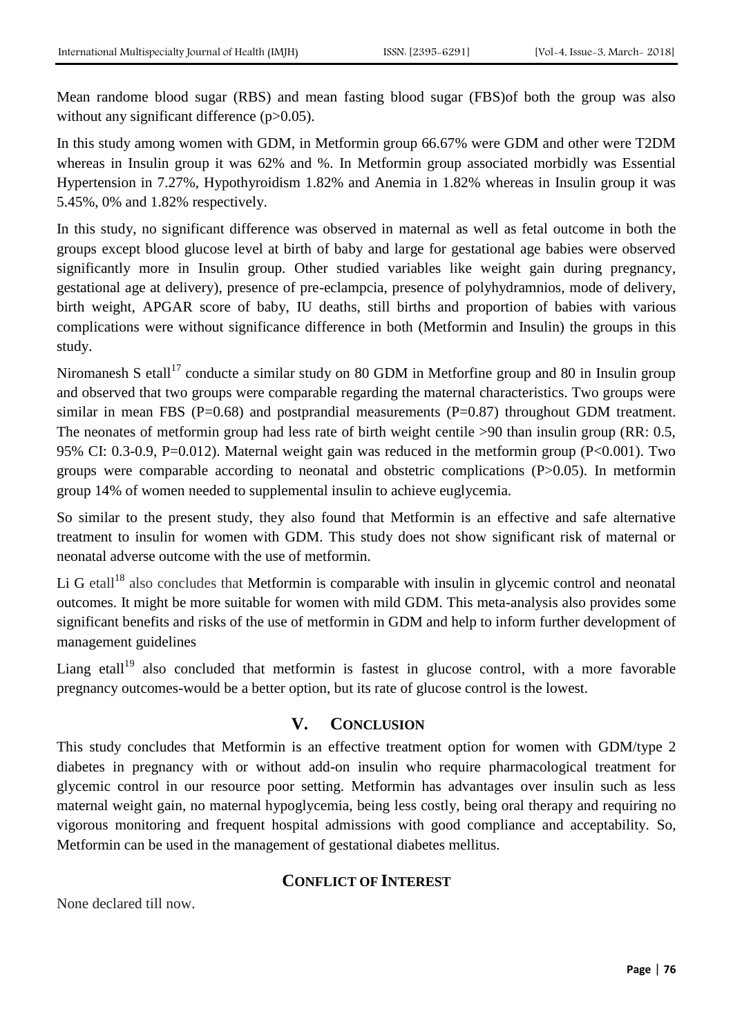Mean randome blood sugar (RBS) and mean fasting blood sugar (FBS)of both the group was also without any significant difference ($p>0.05$).

In this study among women with GDM, in Metformin group 66.67% were GDM and other were T2DM whereas in Insulin group it was 62% and %. In Metformin group associated morbidly was Essential Hypertension in 7.27%, Hypothyroidism 1.82% and Anemia in 1.82% whereas in Insulin group it was 5.45%, 0% and 1.82% respectively.

In this study, no significant difference was observed in maternal as well as fetal outcome in both the groups except blood glucose level at birth of baby and large for gestational age babies were observed significantly more in Insulin group. Other studied variables like weight gain during pregnancy, gestational age at delivery), presence of pre-eclampcia, presence of polyhydramnios, mode of delivery, birth weight, APGAR score of baby, IU deaths, still births and proportion of babies with various complications were without significance difference in both (Metformin and Insulin) the groups in this study.

Niromanesh S etall[17] conducte a similar study on 80 GDM in Metforfine group and 80 in Insulin group and observed that two groups were comparable regarding the maternal characteristics. Two groups were similar in mean FBS ($P=0.68$) and postprandial measurements ($P=0.87$) throughout GDM treatment. The neonates of metformin group had less rate of birth weight centile >90 than insulin group (RR: 0.5, 95% CI: 0.3-0.9, $P=0.012$). Maternal weight gain was reduced in the metformin group ($P<0.001$). Two groups were comparable according to neonatal and obstetric complications ($P>0.05$). In metformin group 14% of women needed to supplemental insulin to achieve euglycemia.

So similar to the present study, they also found that Metformin is an effective and safe alternative treatment to insulin for women with GDM. This study does not show significant risk of maternal or neonatal adverse outcome with the use of metformin.

Li G etall[18] also concludes that Metformin is comparable with insulin in glycemic control and neonatal outcomes. It might be more suitable for women with mild GDM. This meta-analysis also provides some significant benefits and risks of the use of metformin in GDM and help to inform further development of management guidelines

Liang etall[19] also concluded that metformin is fastest in glucose control, with a more favorable pregnancy outcomes-would be a better option, but its rate of glucose control is the lowest.

## V. CONCLUSION

This study concludes that Metformin is an effective treatment option for women with GDM/type 2 diabetes in pregnancy with or without add-on insulin who require pharmacological treatment for glycemic control in our resource poor setting. Metformin has advantages over insulin such as less maternal weight gain, no maternal hypoglycemia, being less costly, being oral therapy and requiring no vigorous monitoring and frequent hospital admissions with good compliance and acceptability. So, Metformin can be used in the management of gestational diabetes mellitus.

## CONFLICT OF INTEREST

None declared till now.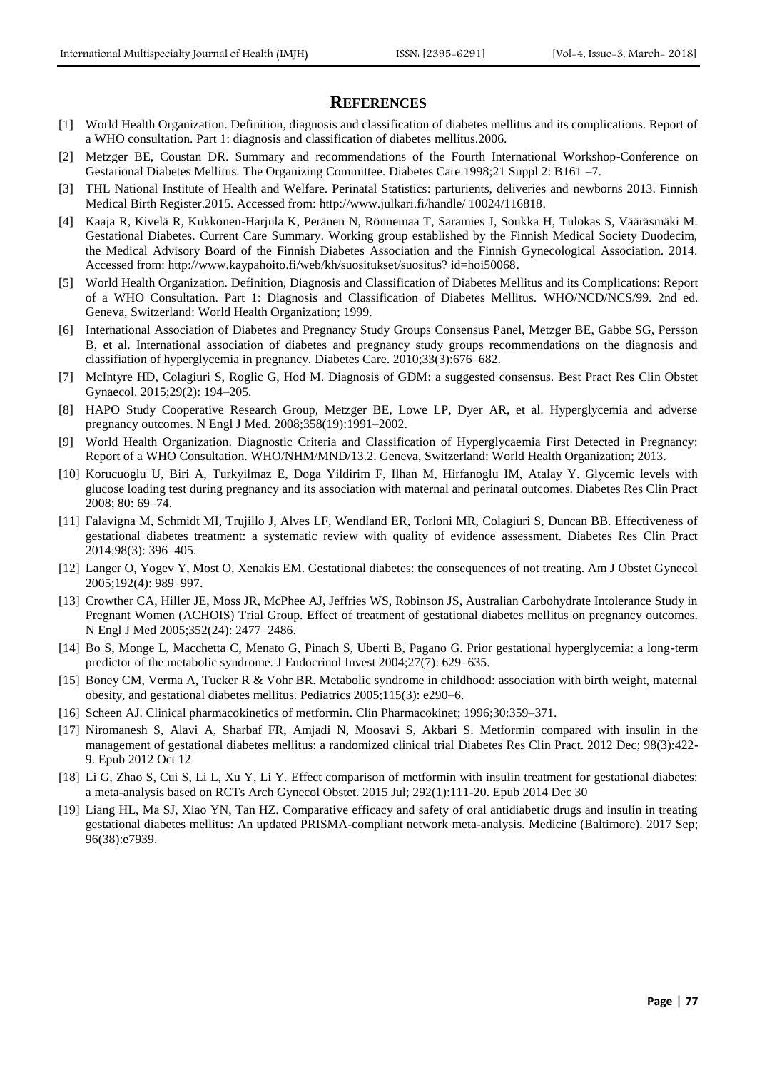## REFERENCES

[1] World Health Organization. Definition, diagnosis and classification of diabetes mellitus and its complications. Report of a WHO consultation. Part 1: diagnosis and classification of diabetes mellitus.2006.

[2] Metzger BE, Coustan DR. Summary and recommendations of the Fourth International Workshop-Conference on Gestational Diabetes Mellitus. The Organizing Committee. Diabetes Care.1998;21 Suppl 2: B161 –7.

[3] THL National Institute of Health and Welfare. Perinatal Statistics: parturients, deliveries and newborns 2013. Finnish Medical Birth Register.2015. Accessed from: http://www.julkari.fi/handle/ 10024/116818.

[4] Kaaja R, Kivelä R, Kukkonen-Harjula K, Peränen N, Rönnemaa T, Saramies J, Soukka H, Tulokas S, Vääräsmäki M. Gestational Diabetes. Current Care Summary. Working group established by the Finnish Medical Society Duodecim, the Medical Advisory Board of the Finnish Diabetes Association and the Finnish Gynecological Association. 2014. Accessed from: http://www.kaypahoito.fi/web/kh/suositukset/suositus? id=hoi50068.

[5] World Health Organization. Definition, Diagnosis and Classification of Diabetes Mellitus and its Complications: Report of a WHO Consultation. Part 1: Diagnosis and Classification of Diabetes Mellitus. WHO/NCD/NCS/99. 2nd ed. Geneva, Switzerland: World Health Organization; 1999.

[6] International Association of Diabetes and Pregnancy Study Groups Consensus Panel, Metzger BE, Gabbe SG, Persson B, et al. International association of diabetes and pregnancy study groups recommendations on the diagnosis and classifiation of hyperglycemia in pregnancy. Diabetes Care. 2010;33(3):676–682.

[7] McIntyre HD, Colagiuri S, Roglic G, Hod M. Diagnosis of GDM: a suggested consensus. Best Pract Res Clin Obstet Gynaecol. 2015;29(2): 194–205.

[8] HAPO Study Cooperative Research Group, Metzger BE, Lowe LP, Dyer AR, et al. Hyperglycemia and adverse pregnancy outcomes. N Engl J Med. 2008;358(19):1991–2002.

[9] World Health Organization. Diagnostic Criteria and Classification of Hyperglycaemia First Detected in Pregnancy: Report of a WHO Consultation. WHO/NHM/MND/13.2. Geneva, Switzerland: World Health Organization; 2013.

[10] Korucuoglu U, Biri A, Turkyilmaz E, Doga Yildirim F, Ilhan M, Hirfanoglu IM, Atalay Y. Glycemic levels with glucose loading test during pregnancy and its association with maternal and perinatal outcomes. Diabetes Res Clin Pract 2008; 80: 69–74.

[11] Falavigna M, Schmidt MI, Trujillo J, Alves LF, Wendland ER, Torloni MR, Colagiuri S, Duncan BB. Effectiveness of gestational diabetes treatment: a systematic review with quality of evidence assessment. Diabetes Res Clin Pract 2014;98(3): 396–405.

[12] Langer O, Yogev Y, Most O, Xenakis EM. Gestational diabetes: the consequences of not treating. Am J Obstet Gynecol 2005;192(4): 989–997.

[13] Crowther CA, Hiller JE, Moss JR, McPhee AJ, Jeffries WS, Robinson JS, Australian Carbohydrate Intolerance Study in Pregnant Women (ACHOIS) Trial Group. Effect of treatment of gestational diabetes mellitus on pregnancy outcomes. N Engl J Med 2005;352(24): 2477–2486.

[14] Bo S, Monge L, Macchetta C, Menato G, Pinach S, Uberti B, Pagano G. Prior gestational hyperglycemia: a long-term predictor of the metabolic syndrome. J Endocrinol Invest 2004;27(7): 629–635.

[15] Boney CM, Verma A, Tucker R & Vohr BR. Metabolic syndrome in childhood: association with birth weight, maternal obesity, and gestational diabetes mellitus. Pediatrics 2005;115(3): e290–6.

[16] Scheen AJ. Clinical pharmacokinetics of metformin. Clin Pharmacokinet; 1996;30:359–371.

[17] Niromanesh S, Alavi A, Sharbaf FR, Amjadi N, Moosavi S, Akbari S. Metformin compared with insulin in the management of gestational diabetes mellitus: a randomized clinical trial Diabetes Res Clin Pract. 2012 Dec; 98(3):422-9. Epub 2012 Oct 12

[18] Li G, Zhao S, Cui S, Li L, Xu Y, Li Y. Effect comparison of metformin with insulin treatment for gestational diabetes: a meta-analysis based on RCTs Arch Gynecol Obstet. 2015 Jul; 292(1):111-20. Epub 2014 Dec 30

[19] Liang HL, Ma SJ, Xiao YN, Tan HZ. Comparative efficacy and safety of oral antidiabetic drugs and insulin in treating gestational diabetes mellitus: An updated PRISMA-compliant network meta-analysis. Medicine (Baltimore). 2017 Sep; 96(38):e7939.